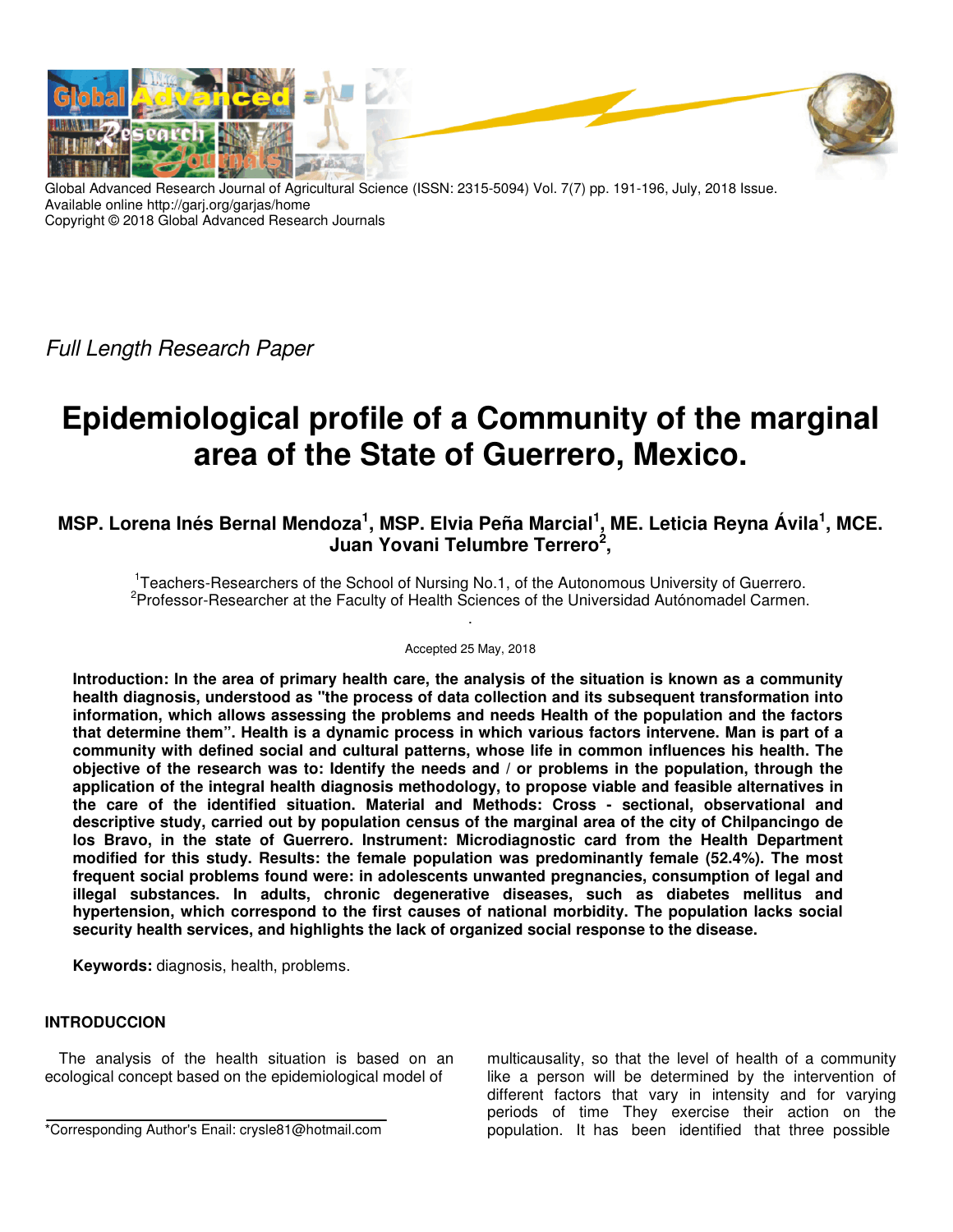Global Advanced Research Journal of Agricultural Science (ISSN: 2315-5094) Vol. 7(7) pp. 191-196, July, 2018 Issue.
Available online http://garj.org/garjas/home
Copyright © 2018 Global Advanced Research Journals

*Full Length Research Paper*

# Epidemiological profile of a Community of the marginal area of the State of Guerrero, Mexico.

**MSP. Lorena Inés Bernal Mendoza[1], MSP. Elvia Peña Marcial[1], ME. Leticia Reyna Ávila[1], MCE. Juan Yovani Telumbre Terrero[2],**

[1]Teachers-Researchers of the School of Nursing No.1, of the Autonomous University of Guerrero.
[2]Professor-Researcher at the Faculty of Health Sciences of the Universidad Autónomadel Carmen.

Accepted 25 May, 2018

**Introduction: In the area of primary health care, the analysis of the situation is known as a community health diagnosis, understood as "the process of data collection and its subsequent transformation into information, which allows assessing the problems and needs Health of the population and the factors that determine them". Health is a dynamic process in which various factors intervene. Man is part of a community with defined social and cultural patterns, whose life in common influences his health. The objective of the research was to: Identify the needs and / or problems in the population, through the application of the integral health diagnosis methodology, to propose viable and feasible alternatives in the care of the identified situation. Material and Methods: Cross - sectional, observational and descriptive study, carried out by population census of the marginal area of the city of Chilpancingo de los Bravo, in the state of Guerrero. Instrument: Microdiagnostic card from the Health Department modified for this study. Results: the female population was predominantly female (52.4%). The most frequent social problems found were: in adolescents unwanted pregnancies, consumption of legal and illegal substances. In adults, chronic degenerative diseases, such as diabetes mellitus and hypertension, which correspond to the first causes of national morbidity. The population lacks social security health services, and highlights the lack of organized social response to the disease.**

**Keywords:** diagnosis, health, problems.

## INTRODUCCION

The analysis of the health situation is based on an ecological concept based on the epidemiological model of multicausality, so that the level of health of a community like a person will be determined by the intervention of different factors that vary in intensity and for varying periods of time They exercise their action on the population. It has been identified that three possible

*Corresponding Author's Enail: crysle81@hotmail.com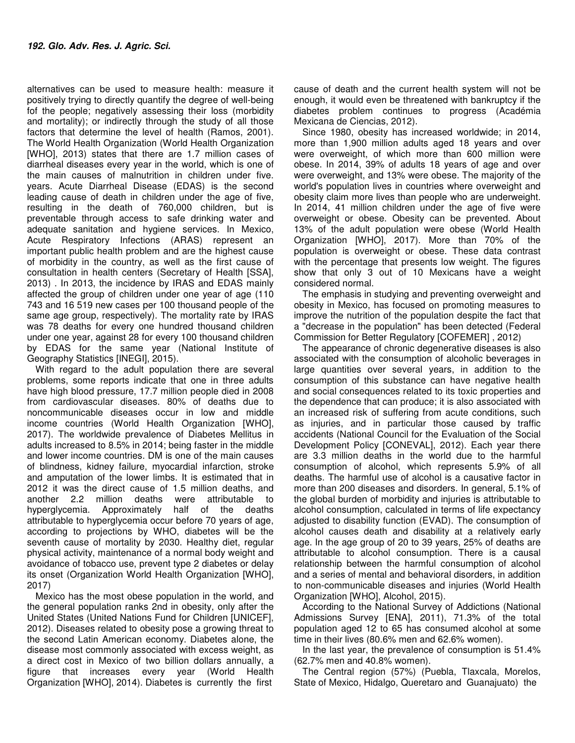alternatives can be used to measure health: measure it positively trying to directly quantify the degree of well-being fof the people; negatively assessing their loss (morbidity and mortality); or indirectly through the study of all those factors that determine the level of health (Ramos, 2001). The World Health Organization (World Health Organization [WHO], 2013) states that there are 1.7 million cases of diarrheal diseases every year in the world, which is one of the main causes of malnutrition in children under five. years. Acute Diarrheal Disease (EDAS) is the second leading cause of death in children under the age of five, resulting in the death of 760,000 children, but is preventable through access to safe drinking water and adequate sanitation and hygiene services. In Mexico, Acute Respiratory Infections (ARAS) represent an important public health problem and are the highest cause of morbidity in the country, as well as the first cause of consultation in health centers (Secretary of Health [SSA], 2013) . In 2013, the incidence by IRAS and EDAS mainly affected the group of children under one year of age (110 743 and 16 519 new cases per 100 thousand people of the same age group, respectively). The mortality rate by IRAS was 78 deaths for every one hundred thousand children under one year, against 28 for every 100 thousand children by EDAS for the same year (National Institute of Geography Statistics [INEGI], 2015).

With regard to the adult population there are several problems, some reports indicate that one in three adults have high blood pressure, 17.7 million people died in 2008 from cardiovascular diseases. 80% of deaths due to noncommunicable diseases occur in low and middle income countries (World Health Organization [WHO], 2017). The worldwide prevalence of Diabetes Mellitus in adults increased to 8.5% in 2014; being faster in the middle and lower income countries. DM is one of the main causes of blindness, kidney failure, myocardial infarction, stroke and amputation of the lower limbs. It is estimated that in 2012 it was the direct cause of 1.5 million deaths, and another 2.2 million deaths were attributable to hyperglycemia. Approximately half of the deaths attributable to hyperglycemia occur before 70 years of age, according to projections by WHO, diabetes will be the seventh cause of mortality by 2030. Healthy diet, regular physical activity, maintenance of a normal body weight and avoidance of tobacco use, prevent type 2 diabetes or delay its onset (Organization World Health Organization [WHO], 2017)

Mexico has the most obese population in the world, and the general population ranks 2nd in obesity, only after the United States (United Nations Fund for Children [UNICEF], 2012). Diseases related to obesity pose a growing threat to the second Latin American economy. Diabetes alone, the disease most commonly associated with excess weight, as a direct cost in Mexico of two billion dollars annually, a figure that increases every year (World Health Organization [WHO], 2014). Diabetes is currently the first cause of death and the current health system will not be enough, it would even be threatened with bankruptcy if the diabetes problem continues to progress (Académia Mexicana de Ciencias, 2012).

Since 1980, obesity has increased worldwide; in 2014, more than 1,900 million adults aged 18 years and over were overweight, of which more than 600 million were obese. In 2014, 39% of adults 18 years of age and over were overweight, and 13% were obese. The majority of the world's population lives in countries where overweight and obesity claim more lives than people who are underweight. In 2014, 41 million children under the age of five were overweight or obese. Obesity can be prevented. About 13% of the adult population were obese (World Health Organization [WHO], 2017). More than 70% of the population is overweight or obese. These data contrast with the percentage that presents low weight. The figures show that only 3 out of 10 Mexicans have a weight considered normal.

The emphasis in studying and preventing overweight and obesity in Mexico, has focused on promoting measures to improve the nutrition of the population despite the fact that a "decrease in the population" has been detected (Federal Commission for Better Regulatory [COFEMER] , 2012)

The appearance of chronic degenerative diseases is also associated with the consumption of alcoholic beverages in large quantities over several years, in addition to the consumption of this substance can have negative health and social consequences related to its toxic properties and the dependence that can produce; it is also associated with an increased risk of suffering from acute conditions, such as injuries, and in particular those caused by traffic accidents (National Council for the Evaluation of the Social Development Policy [CONEVAL], 2012). Each year there are 3.3 million deaths in the world due to the harmful consumption of alcohol, which represents 5.9% of all deaths. The harmful use of alcohol is a causative factor in more than 200 diseases and disorders. In general, 5.1% of the global burden of morbidity and injuries is attributable to alcohol consumption, calculated in terms of life expectancy adjusted to disability function (EVAD). The consumption of alcohol causes death and disability at a relatively early age. In the age group of 20 to 39 years, 25% of deaths are attributable to alcohol consumption. There is a causal relationship between the harmful consumption of alcohol and a series of mental and behavioral disorders, in addition to non-communicable diseases and injuries (World Health Organization [WHO], Alcohol, 2015).

According to the National Survey of Addictions (National Admissions Survey [ENA], 2011), 71.3% of the total population aged 12 to 65 has consumed alcohol at some time in their lives (80.6% men and 62.6% women).

In the last year, the prevalence of consumption is 51.4% (62.7% men and 40.8% women).

The Central region (57%) (Puebla, Tlaxcala, Morelos, State of Mexico, Hidalgo, Queretaro and Guanajuato) the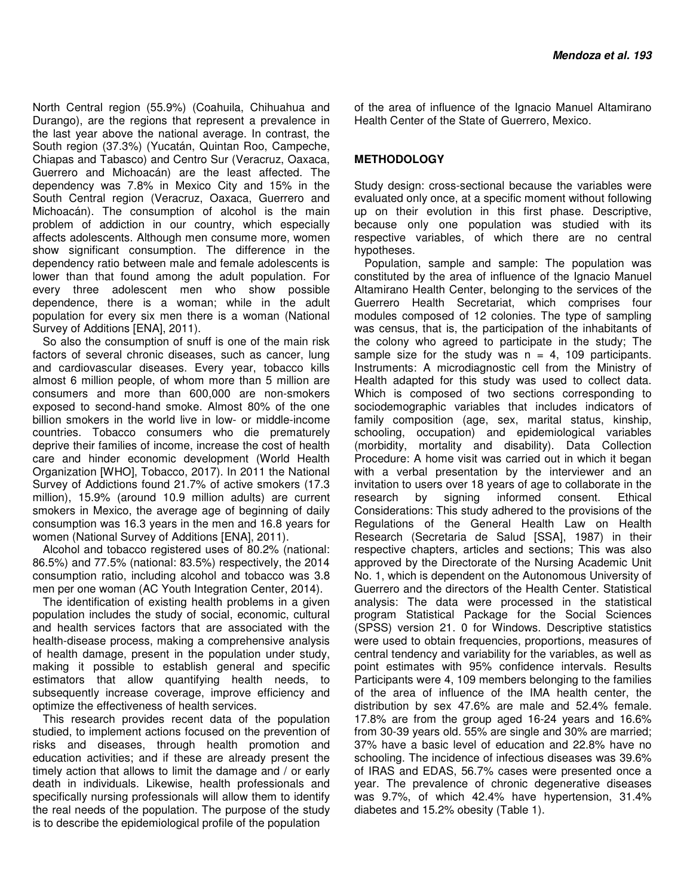North Central region (55.9%) (Coahuila, Chihuahua and Durango), are the regions that represent a prevalence in the last year above the national average. In contrast, the South region (37.3%) (Yucatán, Quintan Roo, Campeche, Chiapas and Tabasco) and Centro Sur (Veracruz, Oaxaca, Guerrero and Michoacán) are the least affected. The dependency was 7.8% in Mexico City and 15% in the South Central region (Veracruz, Oaxaca, Guerrero and Michoacán). The consumption of alcohol is the main problem of addiction in our country, which especially affects adolescents. Although men consume more, women show significant consumption. The difference in the dependency ratio between male and female adolescents is lower than that found among the adult population. For every three adolescent men who show possible dependence, there is a woman; while in the adult population for every six men there is a woman (National Survey of Additions [ENA], 2011).

So also the consumption of snuff is one of the main risk factors of several chronic diseases, such as cancer, lung and cardiovascular diseases. Every year, tobacco kills almost 6 million people, of whom more than 5 million are consumers and more than 600,000 are non-smokers exposed to second-hand smoke. Almost 80% of the one billion smokers in the world live in low- or middle-income countries. Tobacco consumers who die prematurely deprive their families of income, increase the cost of health care and hinder economic development (World Health Organization [WHO], Tobacco, 2017). In 2011 the National Survey of Addictions found 21.7% of active smokers (17.3 million), 15.9% (around 10.9 million adults) are current smokers in Mexico, the average age of beginning of daily consumption was 16.3 years in the men and 16.8 years for women (National Survey of Additions [ENA], 2011).

Alcohol and tobacco registered uses of 80.2% (national: 86.5%) and 77.5% (national: 83.5%) respectively, the 2014 consumption ratio, including alcohol and tobacco was 3.8 men per one woman (AC Youth Integration Center, 2014).

The identification of existing health problems in a given population includes the study of social, economic, cultural and health services factors that are associated with the health-disease process, making a comprehensive analysis of health damage, present in the population under study, making it possible to establish general and specific estimators that allow quantifying health needs, to subsequently increase coverage, improve efficiency and optimize the effectiveness of health services.

This research provides recent data of the population studied, to implement actions focused on the prevention of risks and diseases, through health promotion and education activities; and if these are already present the timely action that allows to limit the damage and / or early death in individuals. Likewise, health professionals and specifically nursing professionals will allow them to identify the real needs of the population. The purpose of the study is to describe the epidemiological profile of the population of the area of influence of the Ignacio Manuel Altamirano Health Center of the State of Guerrero, Mexico.

## METHODOLOGY

Study design: cross-sectional because the variables were evaluated only once, at a specific moment without following up on their evolution in this first phase. Descriptive, because only one population was studied with its respective variables, of which there are no central hypotheses.

Population, sample and sample: The population was constituted by the area of influence of the Ignacio Manuel Altamirano Health Center, belonging to the services of the Guerrero Health Secretariat, which comprises four modules composed of 12 colonies. The type of sampling was census, that is, the participation of the inhabitants of the colony who agreed to participate in the study; The sample size for the study was n = 4, 109 participants. Instruments: A microdiagnostic cell from the Ministry of Health adapted for this study was used to collect data. Which is composed of two sections corresponding to sociodemographic variables that includes indicators of family composition (age, sex, marital status, kinship, schooling, occupation) and epidemiological variables (morbidity, mortality and disability). Data Collection Procedure: A home visit was carried out in which it began with a verbal presentation by the interviewer and an invitation to users over 18 years of age to collaborate in the research by signing informed consent. Ethical Considerations: This study adhered to the provisions of the Regulations of the General Health Law on Health Research (Secretaria de Salud [SSA], 1987) in their respective chapters, articles and sections; This was also approved by the Directorate of the Nursing Academic Unit No. 1, which is dependent on the Autonomous University of Guerrero and the directors of the Health Center. Statistical analysis: The data were processed in the statistical program Statistical Package for the Social Sciences (SPSS) version 21. 0 for Windows. Descriptive statistics were used to obtain frequencies, proportions, measures of central tendency and variability for the variables, as well as point estimates with 95% confidence intervals. Results Participants were 4, 109 members belonging to the families of the area of influence of the IMA health center, the distribution by sex 47.6% are male and 52.4% female. 17.8% are from the group aged 16-24 years and 16.6% from 30-39 years old. 55% are single and 30% are married; 37% have a basic level of education and 22.8% have no schooling. The incidence of infectious diseases was 39.6% of IRAS and EDAS, 56.7% cases were presented once a year. The prevalence of chronic degenerative diseases was 9.7%, of which 42.4% have hypertension, 31.4% diabetes and 15.2% obesity (Table 1).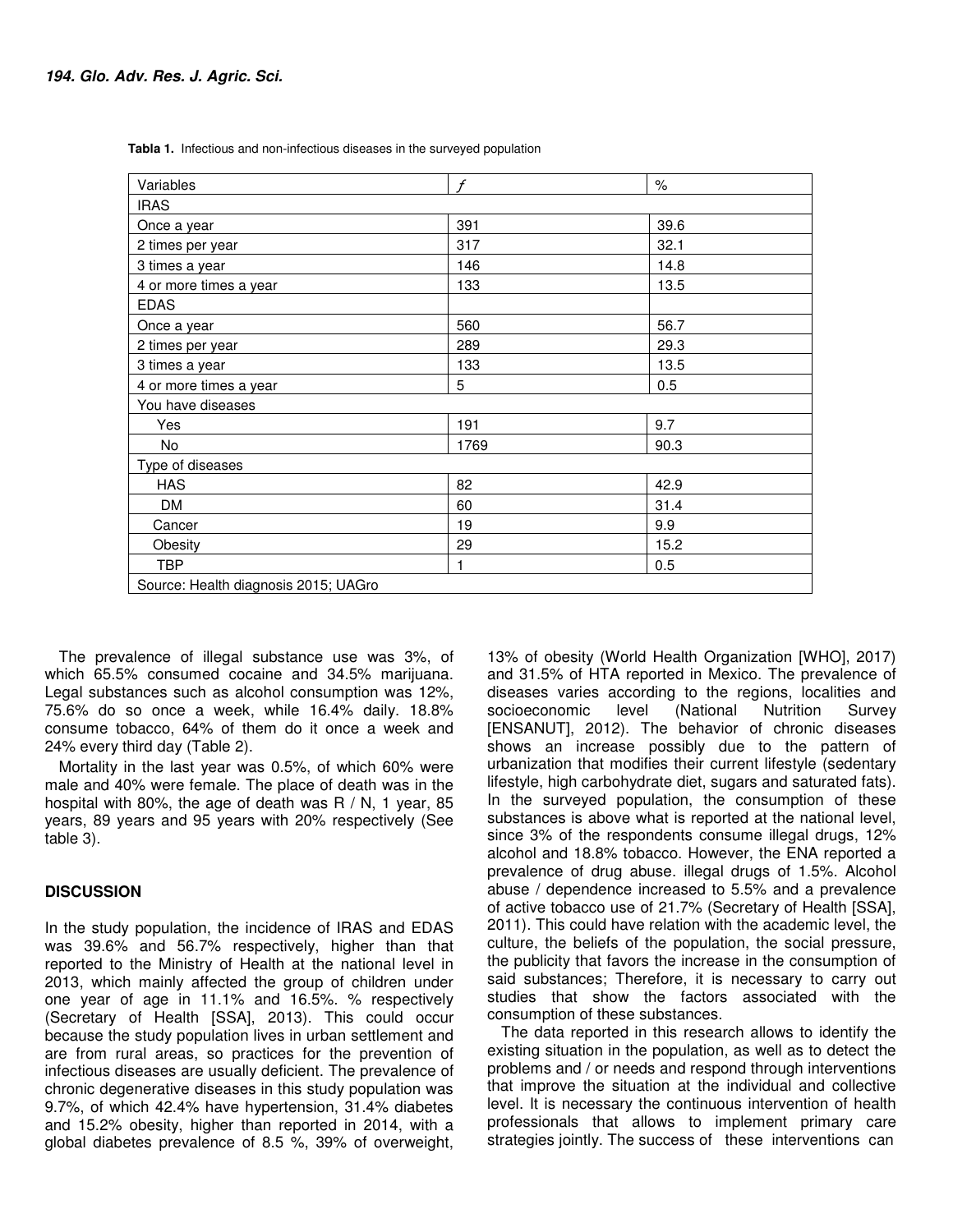**Tabla 1.** Infectious and non-infectious diseases in the surveyed population

| Variables | *f* | % |
|---|---|---|
| IRAS | | |
| Once a year | 391 | 39.6 |
| 2 times per year | 317 | 32.1 |
| 3 times a year | 146 | 14.8 |
| 4 or more times a year | 133 | 13.5 |
| EDAS | | |
| Once a year | 560 | 56.7 |
| 2 times per year | 289 | 29.3 |
| 3 times a year | 133 | 13.5 |
| 4 or more times a year | 5 | 0.5 |
| You have diseases | | |
| Yes | 191 | 9.7 |
| No | 1769 | 90.3 |
| Type of diseases | | |
| HAS | 82 | 42.9 |
| DM | 60 | 31.4 |
| Cancer | 19 | 9.9 |
| Obesity | 29 | 15.2 |
| TBP | 1 | 0.5 |
| Source: Health diagnosis 2015; UAGro | | |

The prevalence of illegal substance use was 3%, of which 65.5% consumed cocaine and 34.5% marijuana. Legal substances such as alcohol consumption was 12%, 75.6% do so once a week, while 16.4% daily. 18.8% consume tobacco, 64% of them do it once a week and 24% every third day (Table 2).

Mortality in the last year was 0.5%, of which 60% were male and 40% were female. The place of death was in the hospital with 80%, the age of death was R / N, 1 year, 85 years, 89 years and 95 years with 20% respectively (See table 3).

## DISCUSSION

In the study population, the incidence of IRAS and EDAS was 39.6% and 56.7% respectively, higher than that reported to the Ministry of Health at the national level in 2013, which mainly affected the group of children under one year of age in 11.1% and 16.5%. % respectively (Secretary of Health [SSA], 2013). This could occur because the study population lives in urban settlement and are from rural areas, so practices for the prevention of infectious diseases are usually deficient. The prevalence of chronic degenerative diseases in this study population was 9.7%, of which 42.4% have hypertension, 31.4% diabetes and 15.2% obesity, higher than reported in 2014, with a global diabetes prevalence of 8.5 %, 39% of overweight, 13% of obesity (World Health Organization [WHO], 2017) and 31.5% of HTA reported in Mexico. The prevalence of diseases varies according to the regions, localities and socioeconomic level (National Nutrition Survey [ENSANUT], 2012). The behavior of chronic diseases shows an increase possibly due to the pattern of urbanization that modifies their current lifestyle (sedentary lifestyle, high carbohydrate diet, sugars and saturated fats). In the surveyed population, the consumption of these substances is above what is reported at the national level, since 3% of the respondents consume illegal drugs, 12% alcohol and 18.8% tobacco. However, the ENA reported a prevalence of drug abuse. illegal drugs of 1.5%. Alcohol abuse / dependence increased to 5.5% and a prevalence of active tobacco use of 21.7% (Secretary of Health [SSA], 2011). This could have relation with the academic level, the culture, the beliefs of the population, the social pressure, the publicity that favors the increase in the consumption of said substances; Therefore, it is necessary to carry out studies that show the factors associated with the consumption of these substances.

The data reported in this research allows to identify the existing situation in the population, as well as to detect the problems and / or needs and respond through interventions that improve the situation at the individual and collective level. It is necessary the continuous intervention of health professionals that allows to implement primary care strategies jointly. The success of these interventions can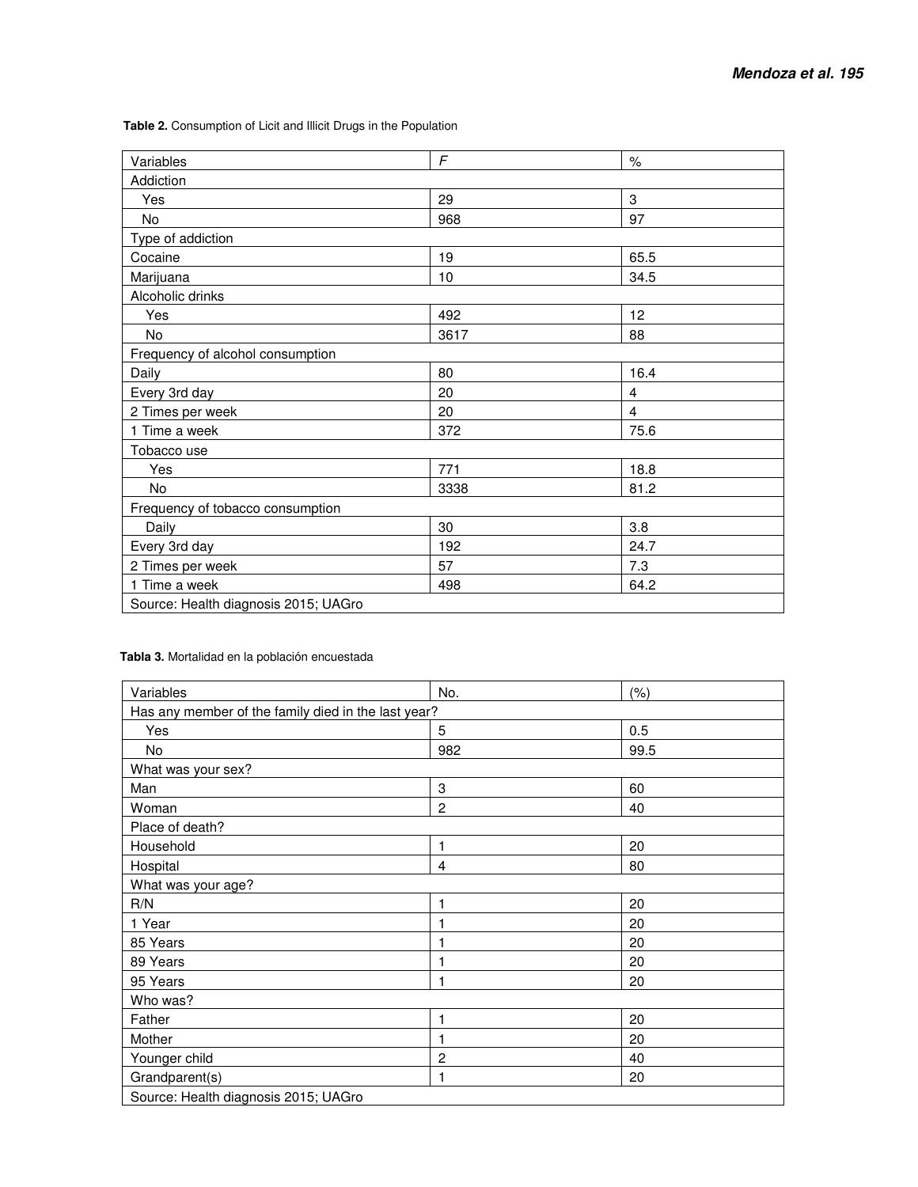**Table 2.** Consumption of Licit and Illicit Drugs in the Population

| Variables | *F* | % |
|---|---|---|
| Addiction | | |
| Yes | 29 | 3 |
| No | 968 | 97 |
| Type of addiction | | |
| Cocaine | 19 | 65.5 |
| Marijuana | 10 | 34.5 |
| Alcoholic drinks | | |
| Yes | 492 | 12 |
| No | 3617 | 88 |
| Frequency of alcohol consumption | | |
| Daily | 80 | 16.4 |
| Every 3rd day | 20 | 4 |
| 2 Times per week | 20 | 4 |
| 1 Time a week | 372 | 75.6 |
| Tobacco use | | |
| Yes | 771 | 18.8 |
| No | 3338 | 81.2 |
| Frequency of tobacco consumption | | |
| Daily | 30 | 3.8 |
| Every 3rd day | 192 | 24.7 |
| 2 Times per week | 57 | 7.3 |
| 1 Time a week | 498 | 64.2 |
| Source: Health diagnosis 2015; UAGro | | |

**Tabla 3.** Mortalidad en la población encuestada

| Variables | No. | (%) |
|---|---|---|
| Has any member of the family died in the last year? | | |
| Yes | 5 | 0.5 |
| No | 982 | 99.5 |
| What was your sex? | | |
| Man | 3 | 60 |
| Woman | 2 | 40 |
| Place of death? | | |
| Household | 1 | 20 |
| Hospital | 4 | 80 |
| What was your age? | | |
| R/N | 1 | 20 |
| 1 Year | 1 | 20 |
| 85 Years | 1 | 20 |
| 89 Years | 1 | 20 |
| 95 Years | 1 | 20 |
| Who was? | | |
| Father | 1 | 20 |
| Mother | 1 | 20 |
| Younger child | 2 | 40 |
| Grandparent(s) | 1 | 20 |
| Source: Health diagnosis 2015; UAGro | | |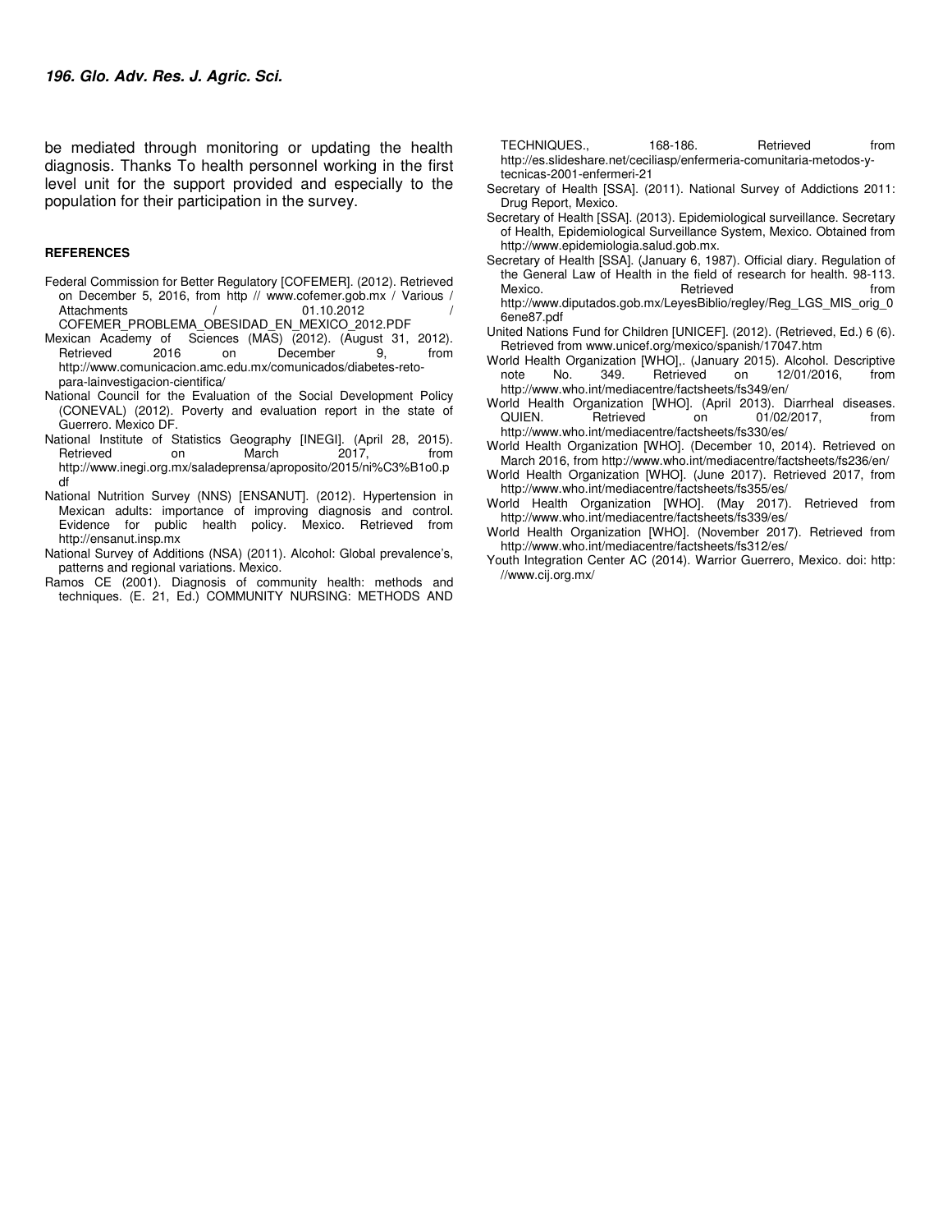be mediated through monitoring or updating the health diagnosis. Thanks To health personnel working in the first level unit for the support provided and especially to the population for their participation in the survey.

## REFERENCES

Federal Commission for Better Regulatory [COFEMER]. (2012). Retrieved on December 5, 2016, from http // www.cofemer.gob.mx / Various / Attachments / 01.10.2012 / COFEMER_PROBLEMA_OBESIDAD_EN_MEXICO_2012.PDF

Mexican Academy of Sciences (MAS) (2012). (August 31, 2012). Retrieved 2016 on December 9, from http://www.comunicacion.amc.edu.mx/comunicados/diabetes-reto-para-lainvestigacion-cientifica/

National Council for the Evaluation of the Social Development Policy (CONEVAL) (2012). Poverty and evaluation report in the state of Guerrero. Mexico DF.

National Institute of Statistics Geography [INEGI]. (April 28, 2015). Retrieved on March 2017, from http://www.inegi.org.mx/saladeprensa/aproposito/2015/ni%C3%B1o0.pdf

National Nutrition Survey (NNS) [ENSANUT]. (2012). Hypertension in Mexican adults: importance of improving diagnosis and control. Evidence for public health policy. Mexico. Retrieved from http://ensanut.insp.mx

National Survey of Additions (NSA) (2011). Alcohol: Global prevalence's, patterns and regional variations. Mexico.

Ramos CE (2001). Diagnosis of community health: methods and techniques. (E. 21, Ed.) COMMUNITY NURSING: METHODS AND TECHNIQUES., 168-186. Retrieved from http://es.slideshare.net/ceciliasp/enfermeria-comunitaria-metodos-y-tecnicas-2001-enfermeri-21

Secretary of Health [SSA]. (2011). National Survey of Addictions 2011: Drug Report, Mexico.

Secretary of Health [SSA]. (2013). Epidemiological surveillance. Secretary of Health, Epidemiological Surveillance System, Mexico. Obtained from http://www.epidemiologia.salud.gob.mx.

Secretary of Health [SSA]. (January 6, 1987). Official diary. Regulation of the General Law of Health in the field of research for health. 98-113. Mexico. Retrieved from http://www.diputados.gob.mx/LeyesBiblio/regley/Reg_LGS_MIS_orig_06ene87.pdf

United Nations Fund for Children [UNICEF]. (2012). (Retrieved, Ed.) 6 (6). Retrieved from www.unicef.org/mexico/spanish/17047.htm

World Health Organization [WHO],. (January 2015). Alcohol. Descriptive note No. 349. Retrieved on 12/01/2016, from http://www.who.int/mediacentre/factsheets/fs349/en/

World Health Organization [WHO]. (April 2013). Diarrheal diseases. QUIEN. Retrieved on 01/02/2017, from http://www.who.int/mediacentre/factsheets/fs330/es/

World Health Organization [WHO]. (December 10, 2014). Retrieved on March 2016, from http://www.who.int/mediacentre/factsheets/fs236/en/

World Health Organization [WHO]. (June 2017). Retrieved 2017, from http://www.who.int/mediacentre/factsheets/fs355/es/

World Health Organization [WHO]. (May 2017). Retrieved from http://www.who.int/mediacentre/factsheets/fs339/es/

World Health Organization [WHO]. (November 2017). Retrieved from http://www.who.int/mediacentre/factsheets/fs312/es/

Youth Integration Center AC (2014). Warrior Guerrero, Mexico. doi: http://www.cij.org.mx/